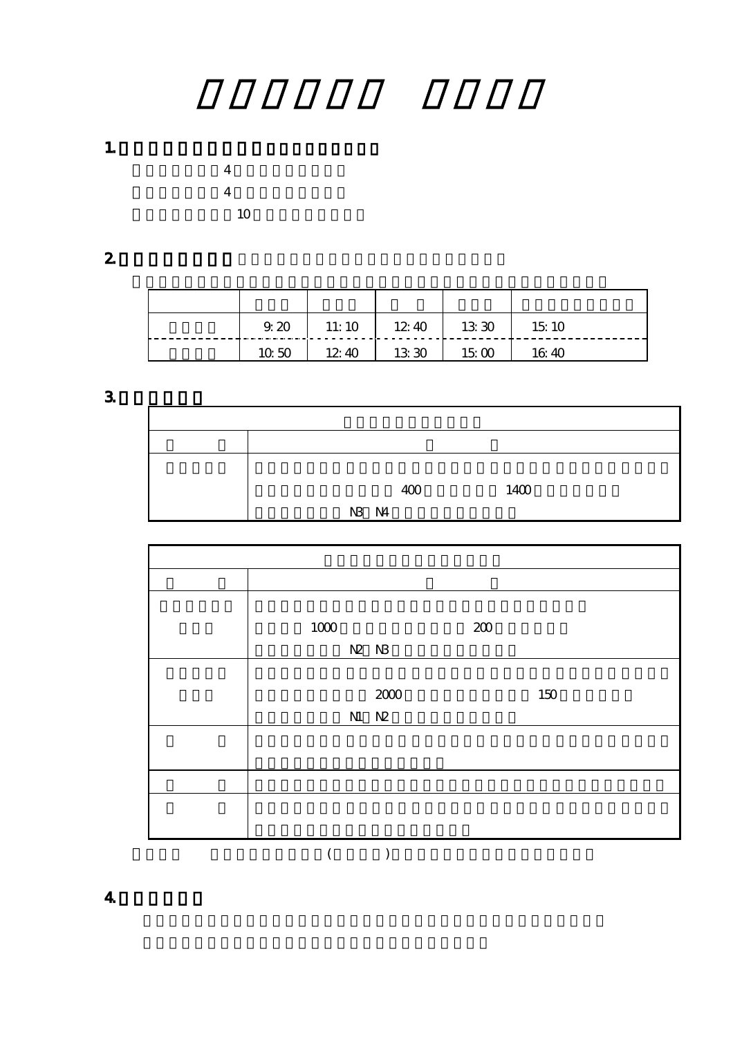1.

4

4

10

2.

| | | | | | |
|---|---|---|---|---|---|
| | 9:20 | 11:10 | 12:40 | 13:30 | 15:10 |
| | 10:50 | 12:40 | 13:30 | 15:00 | 16:40 |

3.

| | |
|---|---|
| | |
| | 400　1400<br>N3　N4 |

| | |
|---|---|
| | |
| | 1000　200<br>N2　N3 |
| | 2000　150<br>N1　N2 |
| | |
| | |
| | |

( )

4.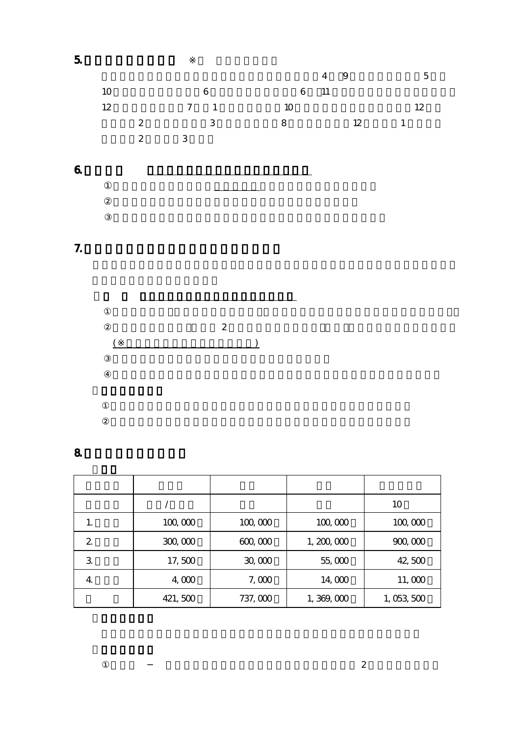**5.** ※

4 9 5

10 6 6 11

12 7 1 10 12

2 3 8 12 1

2 3

**6.**

①

②

③

**7.**

①

② 2

(※ )

③

④

①

②

**8.**

| | | | | |
|---|---|---|---|---|
| | / | | | 10 |
| 1. | 100,000 | 100,000 | 100,000 | 100,000 |
| 2. | 300,000 | 600,000 | 1,200,000 | 900,000 |
| 3. | 17,500 | 30,000 | 55,000 | 42,500 |
| 4. | 4,000 | 7,000 | 14,000 | 11,000 |
| | 421,500 | 737,000 | 1,369,000 | 1,053,500 |

① − 2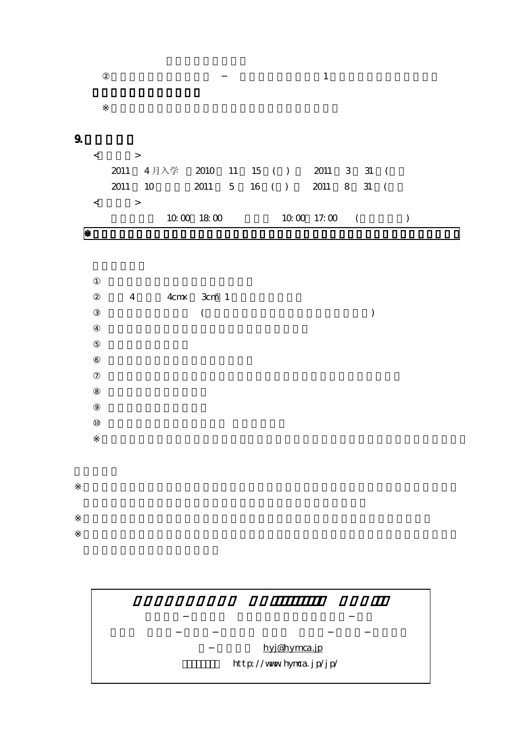②　　　　　　　　　　　−　　　　　　　　　1

※

## 9.

<　　　　>

2011　4月入学　2010　11　15　(　)　2011　3　31　(

2011　10　　　2011　5　16　(　)　2011　8　31　(

<　　　　>

10:00　18:00　　　10:00　17:00　(　　　　　)

※

①

②　4　　4cm×　3cm　1

③　　　　　　　(　　　　　　　　　　　　　　　　　　　)

④

⑤

⑥

⑦

⑧

⑨

⑩

※

※

※

※

　　　　−　　　　　　　　　　　　　　　−

　　　　　　−　　　−　　　　　　　　　−　　　−

−　　　　hyj@hymca.jp

http://www.hymca.jp/jp/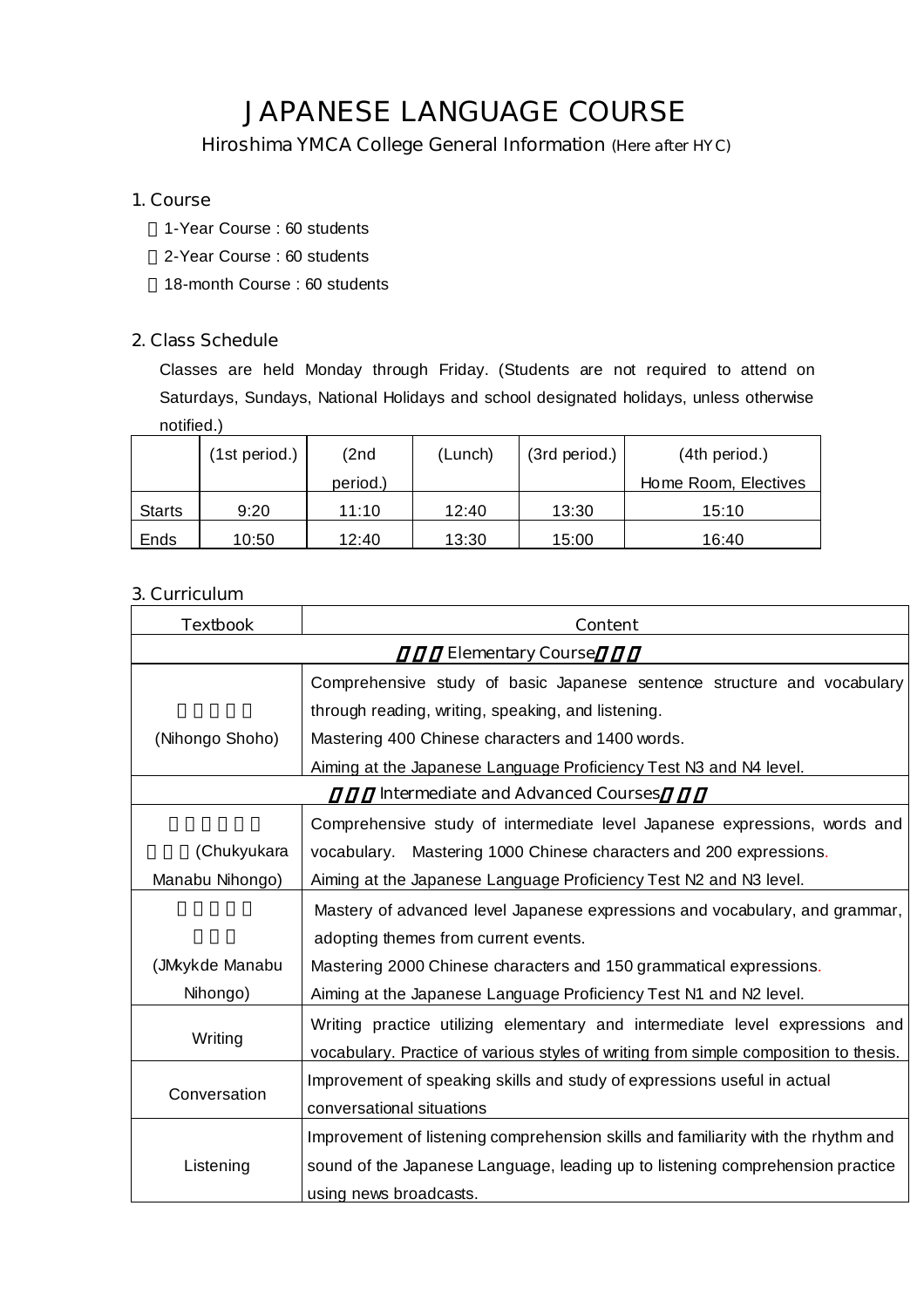# JAPANESE LANGUAGE COURSE

Hiroshima YMCA College General Information (Here after HYC)

## 1. Course

- 1-Year Course : 60 students
- 2-Year Course : 60 students
- 18-month Course : 60 students

## 2. Class Schedule

Classes are held Monday through Friday. (Students are not required to attend on Saturdays, Sundays, National Holidays and school designated holidays, unless otherwise notified.)

| | (1st period.) | (2nd period.) | (Lunch) | (3rd period.) | (4th period.) Home Room, Electives |
|---|---|---|---|---|---|
| Starts | 9:20 | 11:10 | 12:40 | 13:30 | 15:10 |
| Ends | 10:50 | 12:40 | 13:30 | 15:00 | 16:40 |

## 3. Curriculum

| Textbook | Content |
|---|---|
| Elementary Course | |
| (Nihongo Shoho) | Comprehensive study of basic Japanese sentence structure and vocabulary through reading, writing, speaking, and listening. Mastering 400 Chinese characters and 1400 words. Aiming at the Japanese Language Proficiency Test N3 and N4 level. |
| Intermediate and Advanced Courses | |
| (Chukyukara Manabu Nihongo) | Comprehensive study of intermediate level Japanese expressions, words and vocabulary. Mastering 1000 Chinese characters and 200 expressions. Aiming at the Japanese Language Proficiency Test N2 and N3 level. |
| (JMkykde Manabu Nihongo) | Mastery of advanced level Japanese expressions and vocabulary, and grammar, adopting themes from current events. Mastering 2000 Chinese characters and 150 grammatical expressions. Aiming at the Japanese Language Proficiency Test N1 and N2 level. |
| Writing | Writing practice utilizing elementary and intermediate level expressions and vocabulary. Practice of various styles of writing from simple composition to thesis. |
| Conversation | Improvement of speaking skills and study of expressions useful in actual conversational situations |
| Listening | Improvement of listening comprehension skills and familiarity with the rhythm and sound of the Japanese Language, leading up to listening comprehension practice using news broadcasts. |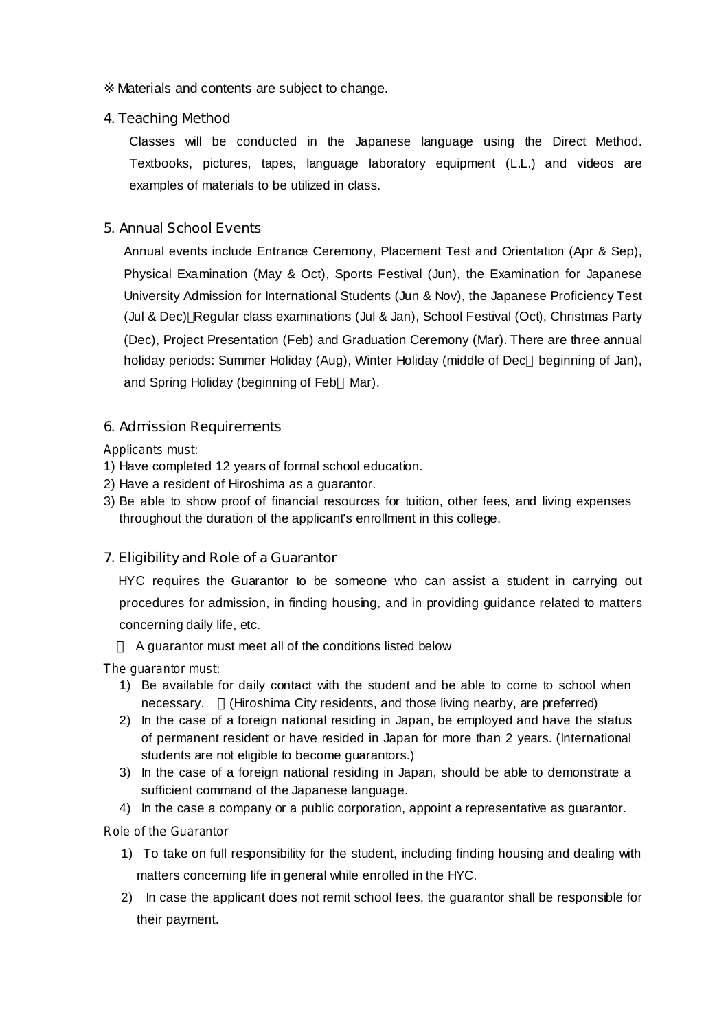※ Materials and contents are subject to change.

## 4. Teaching Method

Classes will be conducted in the Japanese language using the Direct Method. Textbooks, pictures, tapes, language laboratory equipment (L.L.) and videos are examples of materials to be utilized in class.

## 5. Annual School Events

Annual events include Entrance Ceremony, Placement Test and Orientation (Apr & Sep), Physical Examination (May & Oct), Sports Festival (Jun), the Examination for Japanese University Admission for International Students (Jun & Nov), the Japanese Proficiency Test (Jul & Dec)，Regular class examinations (Jul & Jan), School Festival (Oct), Christmas Party (Dec), Project Presentation (Feb) and Graduation Ceremony (Mar). There are three annual holiday periods: Summer Holiday (Aug), Winter Holiday (middle of Dec～beginning of Jan), and Spring Holiday (beginning of Feb～Mar).

## 6. Admission Requirements

Applicants must:

1) Have completed <u>12 years</u> of formal school education.
2) Have a resident of Hiroshima as a guarantor.
3) Be able to show proof of financial resources for tuition, other fees, and living expenses throughout the duration of the applicant's enrollment in this college.

## 7. Eligibility and Role of a Guarantor

HYC requires the Guarantor to be someone who can assist a student in carrying out procedures for admission, in finding housing, and in providing guidance related to matters concerning daily life, etc.

※ A guarantor must meet all of the conditions listed below

The guarantor must:

1) Be available for daily contact with the student and be able to come to school when necessary. ※(Hiroshima City residents, and those living nearby, are preferred)
2) In the case of a foreign national residing in Japan, be employed and have the status of permanent resident or have resided in Japan for more than 2 years. (International students are not eligible to become guarantors.)
3) In the case of a foreign national residing in Japan, should be able to demonstrate a sufficient command of the Japanese language.
4) In the case a company or a public corporation, appoint a representative as guarantor.

Role of the Guarantor

1) To take on full responsibility for the student, including finding housing and dealing with matters concerning life in general while enrolled in the HYC.
2) In case the applicant does not remit school fees, the guarantor shall be responsible for their payment.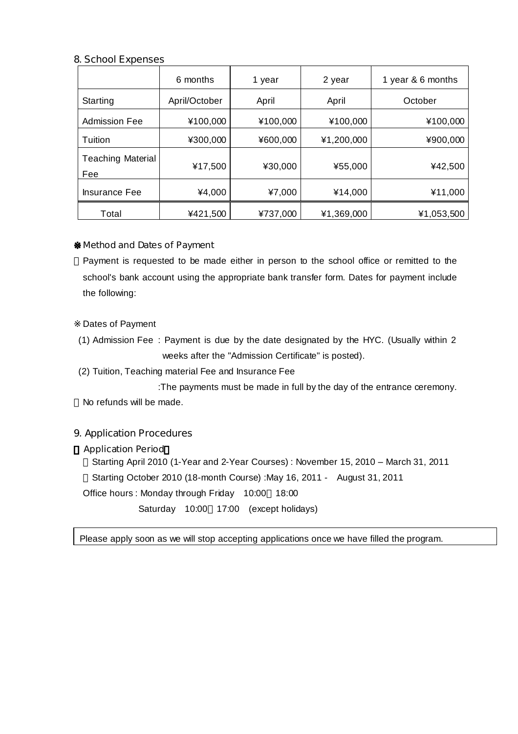## 8. School Expenses

| | 6 months | 1 year | 2 year | 1 year & 6 months |
|---|---|---|---|---|
| Starting | April/October | April | April | October |
| Admission Fee | ¥100,000 | ¥100,000 | ¥100,000 | ¥100,000 |
| Tuition | ¥300,000 | ¥600,000 | ¥1,200,000 | ¥900,000 |
| Teaching Material Fee | ¥17,500 | ¥30,000 | ¥55,000 | ¥42,500 |
| Insurance Fee | ¥4,000 | ¥7,000 | ¥14,000 | ¥11,000 |
| Total | ¥421,500 | ¥737,000 | ¥1,369,000 | ¥1,053,500 |

❋ Method and Dates of Payment

・Payment is requested to be made either in person to the school office or remitted to the school's bank account using the appropriate bank transfer form. Dates for payment include the following:

※ Dates of Payment

(1) Admission Fee : Payment is due by the date designated by the HYC. (Usually within 2 weeks after the "Admission Certificate" is posted).

(2) Tuition, Teaching material Fee and Insurance Fee

:The payments must be made in full by the day of the entrance ceremony.

・No refunds will be made.

## 9. Application Procedures

【Application Period】

・Starting April 2010 (1-Year and 2-Year Courses) : November 15, 2010 – March 31, 2011

・Starting October 2010 (18-month Course) :May 16, 2011 - August 31, 2011

Office hours : Monday through Friday 10:00～18:00

Saturday 10:00～17:00 (except holidays)

Please apply soon as we will stop accepting applications once we have filled the program.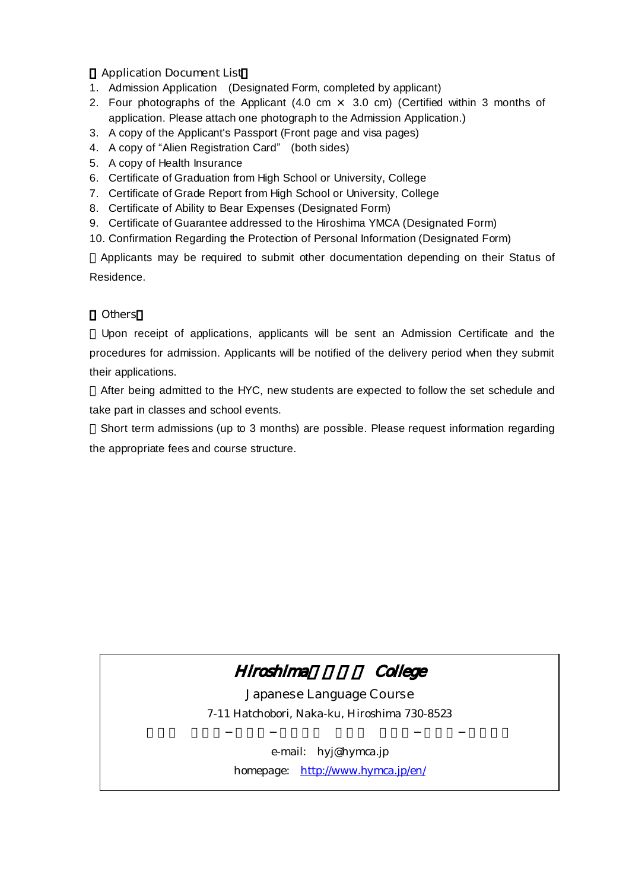【Application Document List】

1. Admission Application (Designated Form, completed by applicant)
2. Four photographs of the Applicant (4.0 cm × 3.0 cm) (Certified within 3 months of application. Please attach one photograph to the Admission Application.)
3. A copy of the Applicant's Passport (Front page and visa pages)
4. A copy of "Alien Registration Card" (both sides)
5. A copy of Health Insurance
6. Certificate of Graduation from High School or University, College
7. Certificate of Grade Report from High School or University, College
8. Certificate of Ability to Bear Expenses (Designated Form)
9. Certificate of Guarantee addressed to the Hiroshima YMCA (Designated Form)
10. Confirmation Regarding the Protection of Personal Information (Designated Form)

Applicants may be required to submit other documentation depending on their Status of Residence.

【Others】

Upon receipt of applications, applicants will be sent an Admission Certificate and the procedures for admission. Applicants will be notified of the delivery period when they submit their applications.

After being admitted to the HYC, new students are expected to follow the set schedule and take part in classes and school events.

Short term admissions (up to 3 months) are possible. Please request information regarding the appropriate fees and course structure.

---

**Hiroshima College**

Japanese Language Course

7-11 Hatchobori, Naka-ku, Hiroshima 730-8523

e-mail: hyj@hymca.jp

homepage: http://www.hymca.jp/en/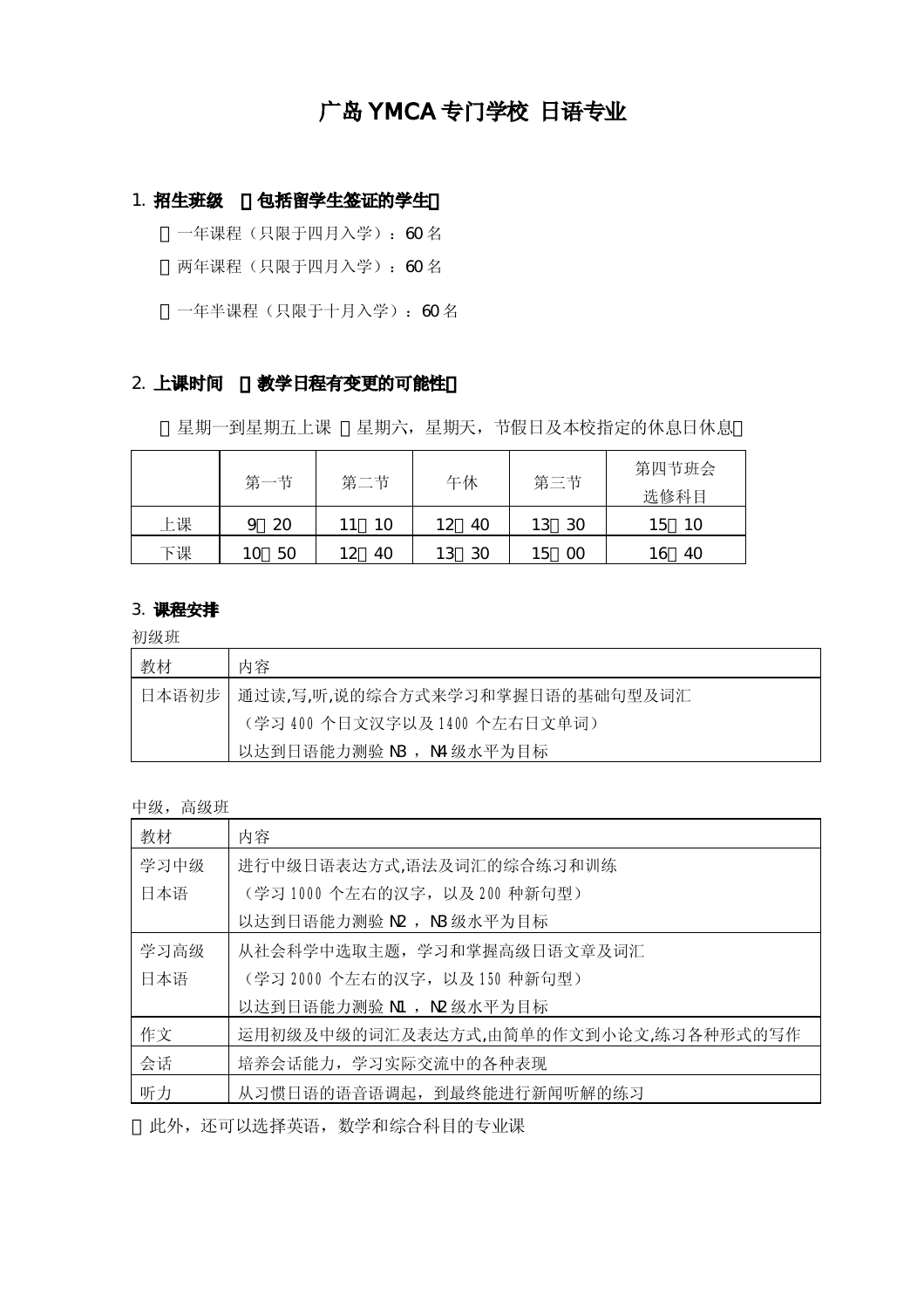# 广岛 YMCA 专门学校 日语专业

## 1. 招生班级 （包括留学生签证的学生）

・一年课程（只限于四月入学）：60 名

・两年课程（只限于四月入学）：60 名

・一年半课程（只限于十月入学）：60 名

## 2. 上课时间 （教学日程有变更的可能性）

・星期一到星期五上课 （星期六，星期天，节假日及本校指定的休息日休息）

| | 第一节 | 第二节 | 午休 | 第三节 | 第四节班会 选修科目 |
|---|---|---|---|---|---|
| 上课 | 9：20 | 11：10 | 12：40 | 13：30 | 15：10 |
| 下课 | 10：50 | 12：40 | 13：30 | 15：00 | 16：40 |

## 3. 课程安排

初级班

| 教材 | 内容 |
|---|---|
| 日本语初步 | 通过读,写,听,说的综合方式来学习和掌握日语的基础句型及词汇<br>（学习 400 个日文汉字以及 1400 个左右日文单词）<br>以达到日语能力测验 N3 ，N4 级水平为目标 |

中级，高级班

| 教材 | 内容 |
|---|---|
| 学习中级日本语 | 进行中级日语表达方式,语法及词汇的综合练习和训练<br>（学习 1000 个左右的汉字，以及 200 种新句型）<br>以达到日语能力测验 N2 ，N3 级水平为目标 |
| 学习高级日本语 | 从社会科学中选取主题，学习和掌握高级日语文章及词汇<br>（学习 2000 个左右的汉字，以及 150 种新句型）<br>以达到日语能力测验 N1 ，N2 级水平为目标 |
| 作文 | 运用初级及中级的词汇及表达方式,由简单的作文到小论文,练习各种形式的写作 |
| 会话 | 培养会话能力，学习实际交流中的各种表现 |
| 听力 | 从习惯日语的语音语调起，到最终能进行新闻听解的练习 |

・此外，还可以选择英语，数学和综合科目的专业课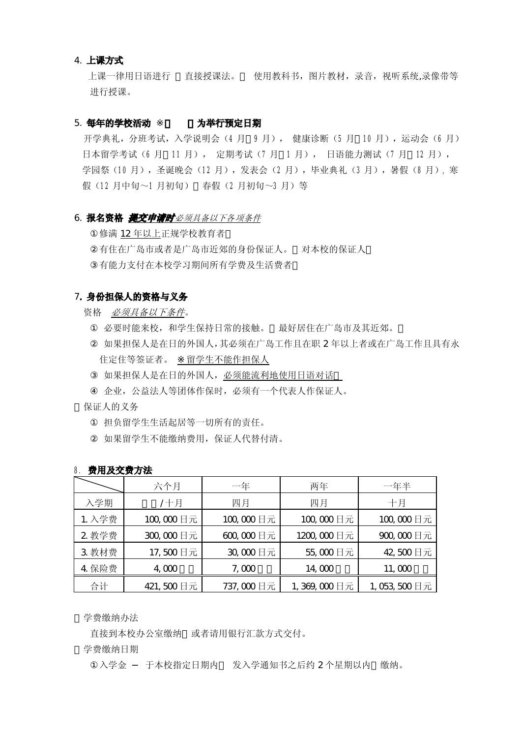**4. 上课方式**

上课一律用日语进行 直接授课法。 使用教科书，图片教材，录音，视听系统,录像带等进行授课。

**5. 每年的学校活动 ※ 为举行预定日期**

开学典礼，分班考试，入学说明会（4 月 9 月）， 健康诊断（5 月 10 月），运动会（6 月）日本留学考试（6 月 11 月）， 定期考试（7 月 1 月）， 日语能力测试（7 月 12 月），学园祭（10 月），圣诞晚会（12 月），发表会（2 月），毕业典礼（3 月），暑假（8 月）, 寒假（12 月中旬～1 月初旬） 春假（2 月初旬～3 月）等

**6. 报名资格** ***提交申请时*** *必须具备以下各项条件*

①修满 12 年以上正规学校教育者

②有住在广岛市或者是广岛市近郊的身份保证人。 对本校的保证人

③有能力支付在本校学习期间所有学费及生活费者

**7. 身份担保人的资格与义务**

资格 *必须具备以下条件*。

① 必要时能来校，和学生保持日常的接触。 最好居住在广岛市及其近郊。

② 如果担保人是在日的外国人，其必须在广岛工作且在职 2 年以上者或在广岛工作且具有永住定住等签证者。 ※留学生不能作担保人

③ 如果担保人是在日的外国人，必须能流利地使用日语对话

④ 企业，公益法人等团体作保时，必须有一个代表人作保证人。

保证人的义务

① 担负留学生生活起居等一切所有的责任。

② 如果留学生不能缴纳费用，保证人代替付清。

**8. 费用及交费方法**

| | 六个月 | 一年 | 两年 | 一年半 |
|---|---|---|---|---|
| 入学期 | /十月 | 四月 | 四月 | 十月 |
| 1. 入学费 | 100, 000 日元 | 100, 000 日元 | 100, 000 日元 | 100, 000 日元 |
| 2. 教学费 | 300, 000 日元 | 600, 000 日元 | 1200, 000 日元 | 900, 000 日元 |
| 3. 教材费 | 17, 500 日元 | 30, 000 日元 | 55, 000 日元 | 42, 500 日元 |
| 4. 保险费 | 4, 000 | 7, 000 | 14, 000 | 11, 000 |
| 合计 | 421, 500 日元 | 737, 000 日元 | 1, 369, 000 日元 | 1, 053, 500 日元 |

学费缴纳办法

直接到本校办公室缴纳 或者请用银行汇款方式交付。

学费缴纳日期

①入学金 － 于本校指定日期内 发入学通知书之后约 2 个星期以内 缴纳。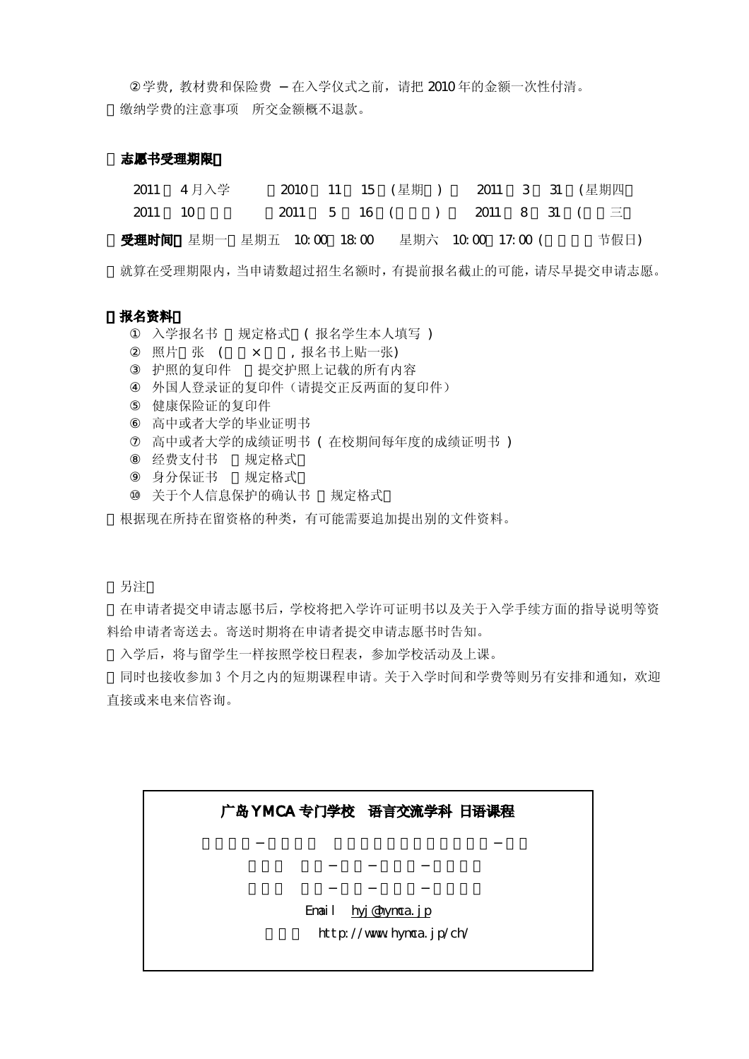②学费，教材费和保险费 －在入学仪式之前，请把 2010 年的金额一次性付清。

缴纳学费的注意事项 所交金额概不退款。

**志愿书受理期限**

2011 4 月入学 2010 11 15 (星期 ) 2011 3 31 (星期四

2011 10 2011 5 16 ( ) 2011 8 31 ( 三

**受理时间** 星期一 星期五 10:00 18:00 星期六 10:00 17:00 ( 节假日)

就算在受理期限内，当申请数超过招生名额时，有提前报名截止的可能，请尽早提交申请志愿。

**报名资料**

① 入学报名书 规定格式 ( 报名学生本人填写 )
② 照片 张 ( × ，报名书上贴一张)
③ 护照的复印件 提交护照上记载的所有内容
④ 外国人登录证的复印件（请提交正反两面的复印件）
⑤ 健康保险证的复印件
⑥ 高中或者大学的毕业证明书
⑦ 高中或者大学的成绩证明书 ( 在校期间每年度的成绩证明书 )
⑧ 经费支付书 规定格式
⑨ 身分保证书 规定格式
⑩ 关于个人信息保护的确认书 规定格式

根据现在所持在留资格的种类，有可能需要追加提出别的文件资料。

另注

在申请者提交申请志愿书后，学校将把入学许可证明书以及关于入学手续方面的指导说明等资料给申请者寄送去。寄送时期将在申请者提交申请志愿书时告知。

入学后，将与留学生一样按照学校日程表，参加学校活动及上课。

同时也接收参加 3 个月之内的短期课程申请。关于入学时间和学费等则另有安排和通知，欢迎直接或来电来信咨询。

**广岛 YMCA 专门学校 语言交流学科 日语课程**

Email hyj@hymca.jp

http://www.hymca.jp/ch/